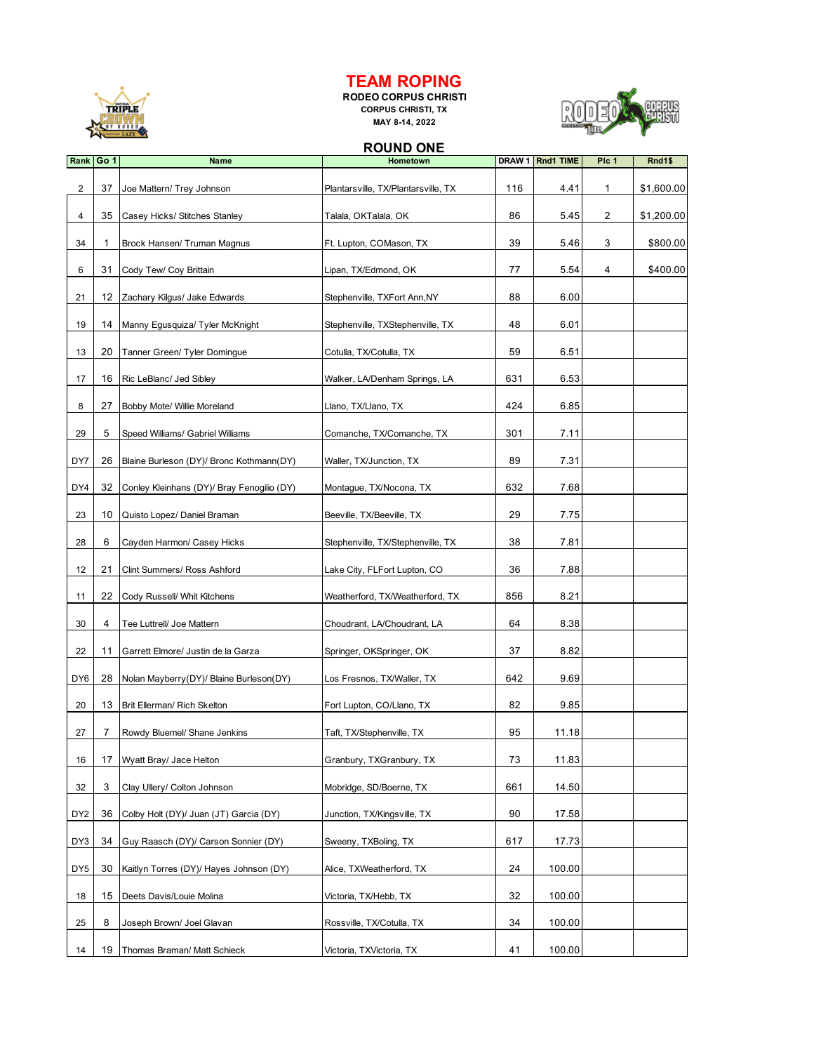# TEAM ROPING

**RODEO CORPUS CHRISTI**

**CORPUS CHRISTI, TX**

**MAY 8-14, 2022**

## ROUND ONE

| Rank | Go 1 | Name | Hometown | DRAW 1 | Rnd1 TIME | Plc 1 | Rnd1$ |
|---|---|---|---|---|---|---|---|
| 2 | 37 | Joe Mattern/ Trey Johnson | Plantarsville, TX/Plantarsville, TX | 116 | 4.41 | 1 | $1,600.00 |
| 4 | 35 | Casey Hicks/ Stitches Stanley | Talala, OKTalala, OK | 86 | 5.45 | 2 | $1,200.00 |
| 34 | 1 | Brock Hansen/ Truman Magnus | Ft. Lupton, COMason, TX | 39 | 5.46 | 3 | $800.00 |
| 6 | 31 | Cody Tew/ Coy Brittain | Lipan, TX/Edmond, OK | 77 | 5.54 | 4 | $400.00 |
| 21 | 12 | Zachary Kilgus/ Jake Edwards | Stephenville, TXFort Ann,NY | 88 | 6.00 | | |
| 19 | 14 | Manny Egusquiza/ Tyler McKnight | Stephenville, TXStephenville, TX | 48 | 6.01 | | |
| 13 | 20 | Tanner Green/ Tyler Domingue | Cotulla, TX/Cotulla, TX | 59 | 6.51 | | |
| 17 | 16 | Ric LeBlanc/ Jed Sibley | Walker, LA/Denham Springs, LA | 631 | 6.53 | | |
| 8 | 27 | Bobby Mote/ Willie Moreland | Llano, TX/Llano, TX | 424 | 6.85 | | |
| 29 | 5 | Speed Williams/ Gabriel Williams | Comanche, TX/Comanche, TX | 301 | 7.11 | | |
| DY7 | 26 | Blaine Burleson (DY)/ Bronc Kothmann(DY) | Waller, TX/Junction, TX | 89 | 7.31 | | |
| DY4 | 32 | Conley Kleinhans (DY)/ Bray Fenogilio (DY) | Montague, TX/Nocona, TX | 632 | 7.68 | | |
| 23 | 10 | Quisto Lopez/ Daniel Braman | Beeville, TX/Beeville, TX | 29 | 7.75 | | |
| 28 | 6 | Cayden Harmon/ Casey Hicks | Stephenville, TX/Stephenville, TX | 38 | 7.81 | | |
| 12 | 21 | Clint Summers/ Ross Ashford | Lake City, FLFort Lupton, CO | 36 | 7.88 | | |
| 11 | 22 | Cody Russell/ Whit Kitchens | Weatherford, TX/Weatherford, TX | 856 | 8.21 | | |
| 30 | 4 | Tee Luttrell/ Joe Mattern | Choudrant, LA/Choudrant, LA | 64 | 8.38 | | |
| 22 | 11 | Garrett Elmore/ Justin de la Garza | Springer, OKSpringer, OK | 37 | 8.82 | | |
| DY6 | 28 | Nolan Mayberry(DY)/ Blaine Burleson(DY) | Los Fresnos, TX/Waller, TX | 642 | 9.69 | | |
| 20 | 13 | Brit Ellerman/ Rich Skelton | Fort Lupton, CO/Llano, TX | 82 | 9.85 | | |
| 27 | 7 | Rowdy Bluemel/ Shane Jenkins | Taft, TX/Stephenville, TX | 95 | 11.18 | | |
| 16 | 17 | Wyatt Bray/ Jace Helton | Granbury, TXGranbury, TX | 73 | 11.83 | | |
| 32 | 3 | Clay Ullery/ Colton Johnson | Mobridge, SD/Boerne, TX | 661 | 14.50 | | |
| DY2 | 36 | Colby Holt (DY)/ Juan (JT) Garcia (DY) | Junction, TX/Kingsville, TX | 90 | 17.58 | | |
| DY3 | 34 | Guy Raasch (DY)/ Carson Sonnier (DY) | Sweeny, TXBoling, TX | 617 | 17.73 | | |
| DY5 | 30 | Kaitlyn Torres (DY)/ Hayes Johnson (DY) | Alice, TXWeatherford, TX | 24 | 100.00 | | |
| 18 | 15 | Deets Davis/Louie Molina | Victoria, TX/Hebb, TX | 32 | 100.00 | | |
| 25 | 8 | Joseph Brown/ Joel Glavan | Rossville, TX/Cotulla, TX | 34 | 100.00 | | |
| 14 | 19 | Thomas Braman/ Matt Schieck | Victoria, TXVictoria, TX | 41 | 100.00 | | |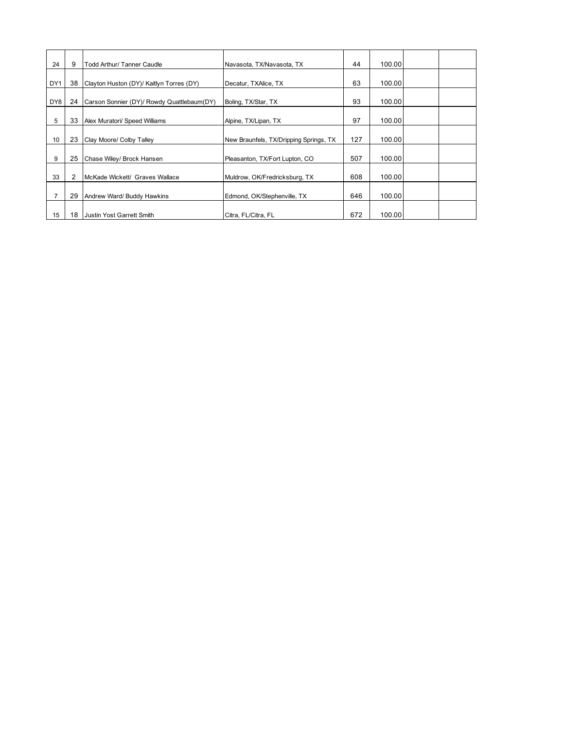| | | | | | | | |
|---|---|---|---|---|---|---|---|
| 24 | 9 | Todd Arthur/ Tanner Caudle | Navasota, TX/Navasota, TX | 44 | 100.00 | | |
| DY1 | 38 | Clayton Huston (DY)/ Kaitlyn Torres (DY) | Decatur, TXAlice, TX | 63 | 100.00 | | |
| DY8 | 24 | Carson Sonnier (DY)/ Rowdy Quattlebaum(DY) | Boling, TX/Star, TX | 93 | 100.00 | | |
| 5 | 33 | Alex Muratori/ Speed Williams | Alpine, TX/Lipan, TX | 97 | 100.00 | | |
| 10 | 23 | Clay Moore/ Colby Talley | New Braunfels, TX/Dripping Springs, TX | 127 | 100.00 | | |
| 9 | 25 | Chase Wiley/ Brock Hansen | Pleasanton, TX/Fort Lupton, CO | 507 | 100.00 | | |
| 33 | 2 | McKade Wickett/ Graves Wallace | Muldrow, OK/Fredricksburg, TX | 608 | 100.00 | | |
| 7 | 29 | Andrew Ward/ Buddy Hawkins | Edmond, OK/Stephenville, TX | 646 | 100.00 | | |
| 15 | 18 | Justin Yost Garrett Smith | Citra, FL/Citra, FL | 672 | 100.00 | | |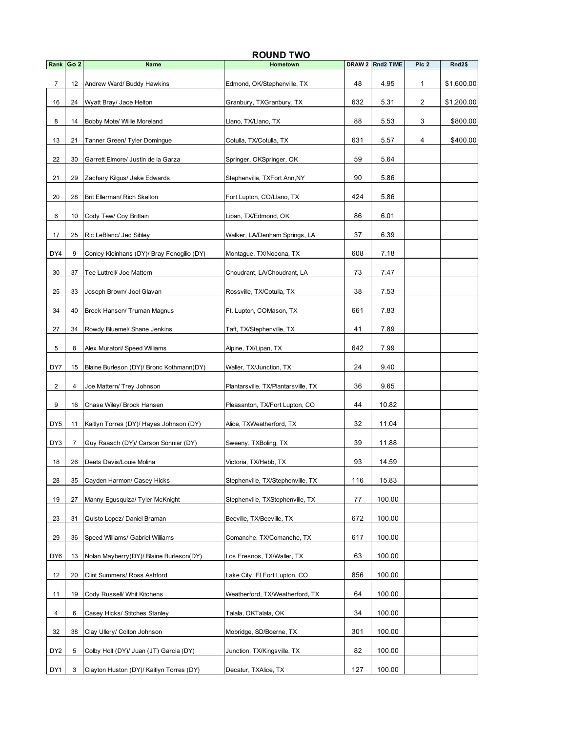# ROUND TWO

| Rank | Go 2 | Name | Hometown | DRAW 2 | Rnd2 TIME | Plc 2 | Rnd2$ |
|---|---|---|---|---|---|---|---|
| 7 | 12 | Andrew Ward/ Buddy Hawkins | Edmond, OK/Stephenville, TX | 48 | 4.95 | 1 | $1,600.00 |
| 16 | 24 | Wyatt Bray/ Jace Helton | Granbury, TXGranbury, TX | 632 | 5.31 | 2 | $1,200.00 |
| 8 | 14 | Bobby Mote/ Willie Moreland | Llano, TX/Llano, TX | 88 | 5.53 | 3 | $800.00 |
| 13 | 21 | Tanner Green/ Tyler Domingue | Cotulla, TX/Cotulla, TX | 631 | 5.57 | 4 | $400.00 |
| 22 | 30 | Garrett Elmore/ Justin de la Garza | Springer, OKSpringer, OK | 59 | 5.64 | | |
| 21 | 29 | Zachary Kilgus/ Jake Edwards | Stephenville, TXFort Ann,NY | 90 | 5.86 | | |
| 20 | 28 | Brit Ellerman/ Rich Skelton | Fort Lupton, CO/Llano, TX | 424 | 5.86 | | |
| 6 | 10 | Cody Tew/ Coy Brittain | Lipan, TX/Edmond, OK | 86 | 6.01 | | |
| 17 | 25 | Ric LeBlanc/ Jed Sibley | Walker, LA/Denham Springs, LA | 37 | 6.39 | | |
| DY4 | 9 | Conley Kleinhans (DY)/ Bray Fenogilio (DY) | Montague, TX/Nocona, TX | 608 | 7.18 | | |
| 30 | 37 | Tee Luttrell/ Joe Mattern | Choudrant, LA/Choudrant, LA | 73 | 7.47 | | |
| 25 | 33 | Joseph Brown/ Joel Glavan | Rossville, TX/Cotulla, TX | 38 | 7.53 | | |
| 34 | 40 | Brock Hansen/ Truman Magnus | Ft. Lupton, COMason, TX | 661 | 7.83 | | |
| 27 | 34 | Rowdy Bluemel/ Shane Jenkins | Taft, TX/Stephenville, TX | 41 | 7.89 | | |
| 5 | 8 | Alex Muratori/ Speed Williams | Alpine, TX/Lipan, TX | 642 | 7.99 | | |
| DY7 | 15 | Blaine Burleson (DY)/ Bronc Kothmann(DY) | Waller, TX/Junction, TX | 24 | 9.40 | | |
| 2 | 4 | Joe Mattern/ Trey Johnson | Plantarsville, TX/Plantarsville, TX | 36 | 9.65 | | |
| 9 | 16 | Chase Wiley/ Brock Hansen | Pleasanton, TX/Fort Lupton, CO | 44 | 10.82 | | |
| DY5 | 11 | Kaitlyn Torres (DY)/ Hayes Johnson (DY) | Alice, TXWeatherford, TX | 32 | 11.04 | | |
| DY3 | 7 | Guy Raasch (DY)/ Carson Sonnier (DY) | Sweeny, TXBoling, TX | 39 | 11.88 | | |
| 18 | 26 | Deets Davis/Louie Molina | Victoria, TX/Hebb, TX | 93 | 14.59 | | |
| 28 | 35 | Cayden Harmon/ Casey Hicks | Stephenville, TX/Stephenville, TX | 116 | 15.83 | | |
| 19 | 27 | Manny Egusquiza/ Tyler McKnight | Stephenville, TXStephenville, TX | 77 | 100.00 | | |
| 23 | 31 | Quisto Lopez/ Daniel Braman | Beeville, TX/Beeville, TX | 672 | 100.00 | | |
| 29 | 36 | Speed Williams/ Gabriel Williams | Comanche, TX/Comanche, TX | 617 | 100.00 | | |
| DY6 | 13 | Nolan Mayberry(DY)/ Blaine Burleson(DY) | Los Fresnos, TX/Waller, TX | 63 | 100.00 | | |
| 12 | 20 | Clint Summers/ Ross Ashford | Lake City, FLFort Lupton, CO | 856 | 100.00 | | |
| 11 | 19 | Cody Russell/ Whit Kitchens | Weatherford, TX/Weatherford, TX | 64 | 100.00 | | |
| 4 | 6 | Casey Hicks/ Stitches Stanley | Talala, OKTalala, OK | 34 | 100.00 | | |
| 32 | 38 | Clay Ullery/ Colton Johnson | Mobridge, SD/Boerne, TX | 301 | 100.00 | | |
| DY2 | 5 | Colby Holt (DY)/ Juan (JT) Garcia (DY) | Junction, TX/Kingsville, TX | 82 | 100.00 | | |
| DY1 | 3 | Clayton Huston (DY)/ Kaitlyn Torres (DY) | Decatur, TXAlice, TX | 127 | 100.00 | | |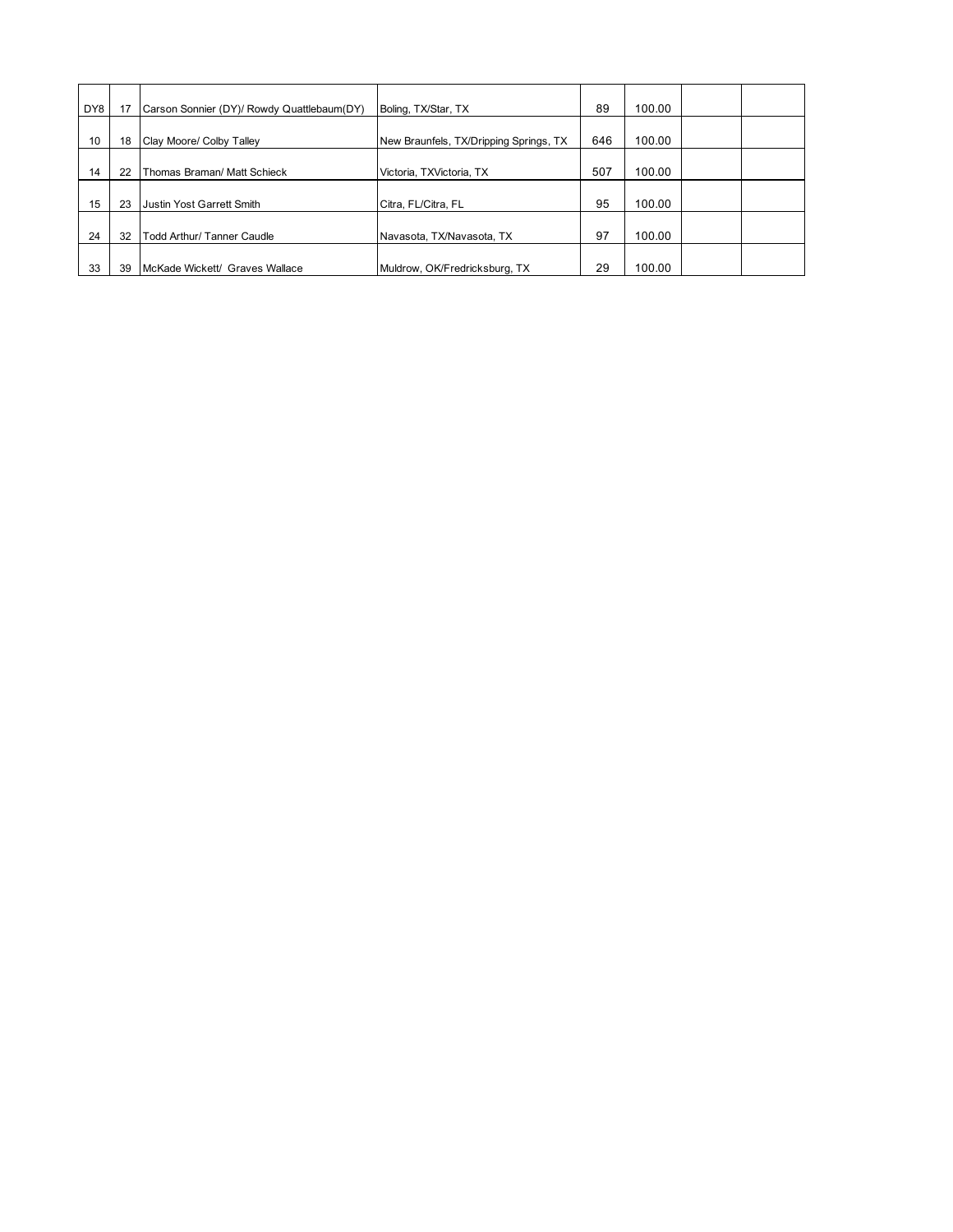| | | | | | | | |
|---|---|---|---|---|---|---|---|
| DY8 | 17 | Carson Sonnier (DY)/ Rowdy Quattlebaum(DY) | Boling, TX/Star, TX | 89 | 100.00 | | |
| 10 | 18 | Clay Moore/ Colby Talley | New Braunfels, TX/Dripping Springs, TX | 646 | 100.00 | | |
| 14 | 22 | Thomas Braman/ Matt Schieck | Victoria, TXVictoria, TX | 507 | 100.00 | | |
| 15 | 23 | Justin Yost Garrett Smith | Citra, FL/Citra, FL | 95 | 100.00 | | |
| 24 | 32 | Todd Arthur/ Tanner Caudle | Navasota, TX/Navasota, TX | 97 | 100.00 | | |
| 33 | 39 | McKade Wickett/ Graves Wallace | Muldrow, OK/Fredricksburg, TX | 29 | 100.00 | | |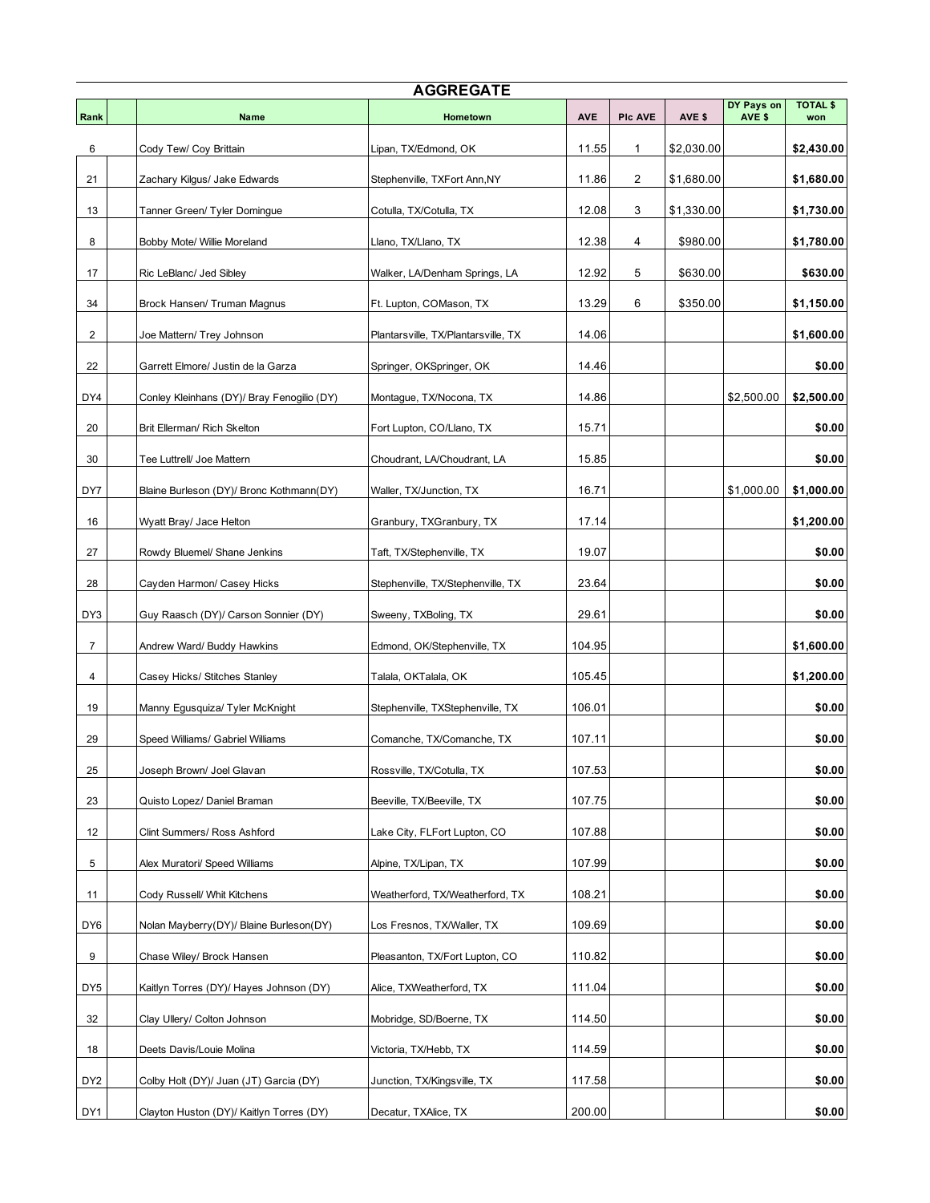## AGGREGATE

| Rank | | Name | Hometown | AVE | Plc AVE | AVE $ | DY Pays on AVE $ | TOTAL $ won |
|---|---|---|---|---|---|---|---|---|
| 6 | | Cody Tew/ Coy Brittain | Lipan, TX/Edmond, OK | 11.55 | 1 | $2,030.00 | | $2,430.00 |
| 21 | | Zachary Kilgus/ Jake Edwards | Stephenville, TXFort Ann,NY | 11.86 | 2 | $1,680.00 | | $1,680.00 |
| 13 | | Tanner Green/ Tyler Domingue | Cotulla, TX/Cotulla, TX | 12.08 | 3 | $1,330.00 | | $1,730.00 |
| 8 | | Bobby Mote/ Willie Moreland | Llano, TX/Llano, TX | 12.38 | 4 | $980.00 | | $1,780.00 |
| 17 | | Ric LeBlanc/ Jed Sibley | Walker, LA/Denham Springs, LA | 12.92 | 5 | $630.00 | | $630.00 |
| 34 | | Brock Hansen/ Truman Magnus | Ft. Lupton, COMason, TX | 13.29 | 6 | $350.00 | | $1,150.00 |
| 2 | | Joe Mattern/ Trey Johnson | Plantarsville, TX/Plantarsville, TX | 14.06 | | | | $1,600.00 |
| 22 | | Garrett Elmore/ Justin de la Garza | Springer, OKSpringer, OK | 14.46 | | | | $0.00 |
| DY4 | | Conley Kleinhans (DY)/ Bray Fenogilio (DY) | Montague, TX/Nocona, TX | 14.86 | | | $2,500.00 | $2,500.00 |
| 20 | | Brit Ellerman/ Rich Skelton | Fort Lupton, CO/Llano, TX | 15.71 | | | | $0.00 |
| 30 | | Tee Luttrell/ Joe Mattern | Choudrant, LA/Choudrant, LA | 15.85 | | | | $0.00 |
| DY7 | | Blaine Burleson (DY)/ Bronc Kothmann(DY) | Waller, TX/Junction, TX | 16.71 | | | $1,000.00 | $1,000.00 |
| 16 | | Wyatt Bray/ Jace Helton | Granbury, TXGranbury, TX | 17.14 | | | | $1,200.00 |
| 27 | | Rowdy Bluemel/ Shane Jenkins | Taft, TX/Stephenville, TX | 19.07 | | | | $0.00 |
| 28 | | Cayden Harmon/ Casey Hicks | Stephenville, TX/Stephenville, TX | 23.64 | | | | $0.00 |
| DY3 | | Guy Raasch (DY)/ Carson Sonnier (DY) | Sweeny, TXBoling, TX | 29.61 | | | | $0.00 |
| 7 | | Andrew Ward/ Buddy Hawkins | Edmond, OK/Stephenville, TX | 104.95 | | | | $1,600.00 |
| 4 | | Casey Hicks/ Stitches Stanley | Talala, OKTalala, OK | 105.45 | | | | $1,200.00 |
| 19 | | Manny Egusquiza/ Tyler McKnight | Stephenville, TXStephenville, TX | 106.01 | | | | $0.00 |
| 29 | | Speed Williams/ Gabriel Williams | Comanche, TX/Comanche, TX | 107.11 | | | | $0.00 |
| 25 | | Joseph Brown/ Joel Glavan | Rossville, TX/Cotulla, TX | 107.53 | | | | $0.00 |
| 23 | | Quisto Lopez/ Daniel Braman | Beeville, TX/Beeville, TX | 107.75 | | | | $0.00 |
| 12 | | Clint Summers/ Ross Ashford | Lake City, FLFort Lupton, CO | 107.88 | | | | $0.00 |
| 5 | | Alex Muratori/ Speed Williams | Alpine, TX/Lipan, TX | 107.99 | | | | $0.00 |
| 11 | | Cody Russell/ Whit Kitchens | Weatherford, TX/Weatherford, TX | 108.21 | | | | $0.00 |
| DY6 | | Nolan Mayberry(DY)/ Blaine Burleson(DY) | Los Fresnos, TX/Waller, TX | 109.69 | | | | $0.00 |
| 9 | | Chase Wiley/ Brock Hansen | Pleasanton, TX/Fort Lupton, CO | 110.82 | | | | $0.00 |
| DY5 | | Kaitlyn Torres (DY)/ Hayes Johnson (DY) | Alice, TXWeatherford, TX | 111.04 | | | | $0.00 |
| 32 | | Clay Ullery/ Colton Johnson | Mobridge, SD/Boerne, TX | 114.50 | | | | $0.00 |
| 18 | | Deets Davis/Louie Molina | Victoria, TX/Hebb, TX | 114.59 | | | | $0.00 |
| DY2 | | Colby Holt (DY)/ Juan (JT) Garcia (DY) | Junction, TX/Kingsville, TX | 117.58 | | | | $0.00 |
| DY1 | | Clayton Huston (DY)/ Kaitlyn Torres (DY) | Decatur, TXAlice, TX | 200.00 | | | | $0.00 |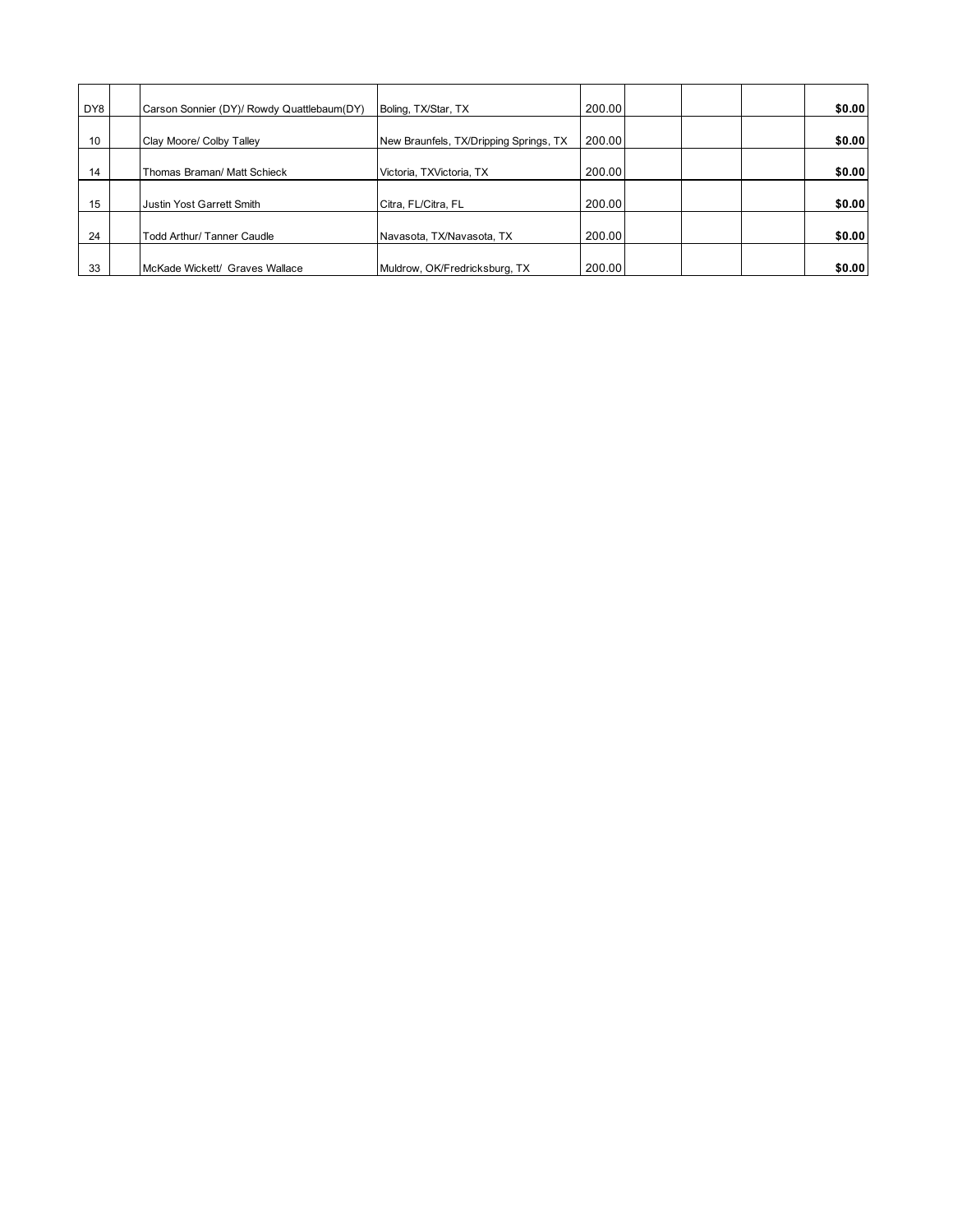| | | | | | | | | |
|---|---|---|---|---|---|---|---|---|
| DY8 | | Carson Sonnier (DY)/ Rowdy Quattlebaum(DY) | Boling, TX/Star, TX | 200.00 | | | | **$0.00** |
| 10 | | Clay Moore/ Colby Talley | New Braunfels, TX/Dripping Springs, TX | 200.00 | | | | **$0.00** |
| 14 | | Thomas Braman/ Matt Schieck | Victoria, TXVictoria, TX | 200.00 | | | | **$0.00** |
| 15 | | Justin Yost Garrett Smith | Citra, FL/Citra, FL | 200.00 | | | | **$0.00** |
| 24 | | Todd Arthur/ Tanner Caudle | Navasota, TX/Navasota, TX | 200.00 | | | | **$0.00** |
| 33 | | McKade Wickett/ Graves Wallace | Muldrow, OK/Fredricksburg, TX | 200.00 | | | | **$0.00** |